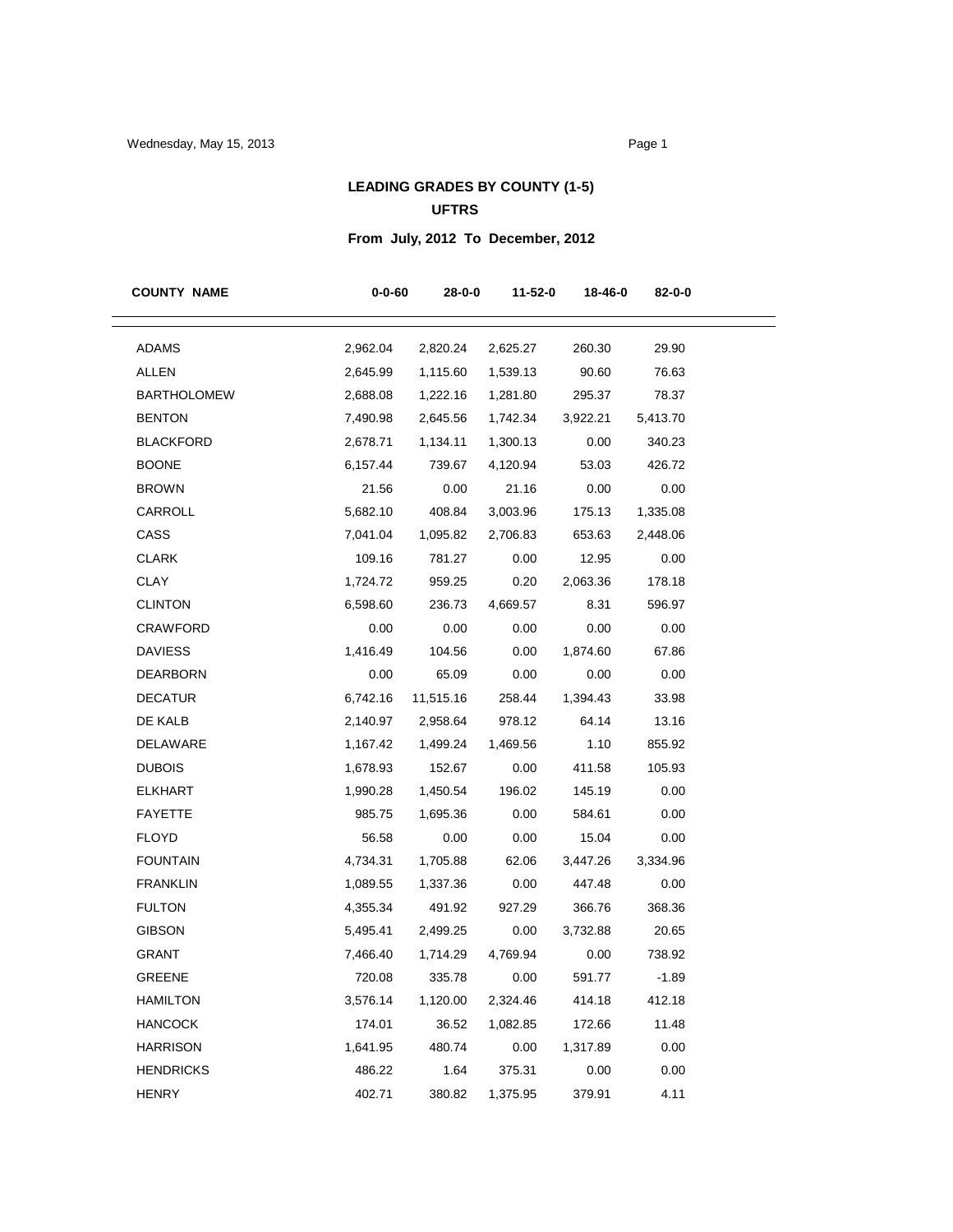## LEADING GRADES BY COUNTY (1-5)

## UFTRS

### From July, 2012 To December, 2012

| COUNTY NAME | 0-0-60 | 28-0-0 | 11-52-0 | 18-46-0 | 82-0-0 |
|---|---|---|---|---|---|
| ADAMS | 2,962.04 | 2,820.24 | 2,625.27 | 260.30 | 29.90 |
| ALLEN | 2,645.99 | 1,115.60 | 1,539.13 | 90.60 | 76.63 |
| BARTHOLOMEW | 2,688.08 | 1,222.16 | 1,281.80 | 295.37 | 78.37 |
| BENTON | 7,490.98 | 2,645.56 | 1,742.34 | 3,922.21 | 5,413.70 |
| BLACKFORD | 2,678.71 | 1,134.11 | 1,300.13 | 0.00 | 340.23 |
| BOONE | 6,157.44 | 739.67 | 4,120.94 | 53.03 | 426.72 |
| BROWN | 21.56 | 0.00 | 21.16 | 0.00 | 0.00 |
| CARROLL | 5,682.10 | 408.84 | 3,003.96 | 175.13 | 1,335.08 |
| CASS | 7,041.04 | 1,095.82 | 2,706.83 | 653.63 | 2,448.06 |
| CLARK | 109.16 | 781.27 | 0.00 | 12.95 | 0.00 |
| CLAY | 1,724.72 | 959.25 | 0.20 | 2,063.36 | 178.18 |
| CLINTON | 6,598.60 | 236.73 | 4,669.57 | 8.31 | 596.97 |
| CRAWFORD | 0.00 | 0.00 | 0.00 | 0.00 | 0.00 |
| DAVIESS | 1,416.49 | 104.56 | 0.00 | 1,874.60 | 67.86 |
| DEARBORN | 0.00 | 65.09 | 0.00 | 0.00 | 0.00 |
| DECATUR | 6,742.16 | 11,515.16 | 258.44 | 1,394.43 | 33.98 |
| DE KALB | 2,140.97 | 2,958.64 | 978.12 | 64.14 | 13.16 |
| DELAWARE | 1,167.42 | 1,499.24 | 1,469.56 | 1.10 | 855.92 |
| DUBOIS | 1,678.93 | 152.67 | 0.00 | 411.58 | 105.93 |
| ELKHART | 1,990.28 | 1,450.54 | 196.02 | 145.19 | 0.00 |
| FAYETTE | 985.75 | 1,695.36 | 0.00 | 584.61 | 0.00 |
| FLOYD | 56.58 | 0.00 | 0.00 | 15.04 | 0.00 |
| FOUNTAIN | 4,734.31 | 1,705.88 | 62.06 | 3,447.26 | 3,334.96 |
| FRANKLIN | 1,089.55 | 1,337.36 | 0.00 | 447.48 | 0.00 |
| FULTON | 4,355.34 | 491.92 | 927.29 | 366.76 | 368.36 |
| GIBSON | 5,495.41 | 2,499.25 | 0.00 | 3,732.88 | 20.65 |
| GRANT | 7,466.40 | 1,714.29 | 4,769.94 | 0.00 | 738.92 |
| GREENE | 720.08 | 335.78 | 0.00 | 591.77 | -1.89 |
| HAMILTON | 3,576.14 | 1,120.00 | 2,324.46 | 414.18 | 412.18 |
| HANCOCK | 174.01 | 36.52 | 1,082.85 | 172.66 | 11.48 |
| HARRISON | 1,641.95 | 480.74 | 0.00 | 1,317.89 | 0.00 |
| HENDRICKS | 486.22 | 1.64 | 375.31 | 0.00 | 0.00 |
| HENRY | 402.71 | 380.82 | 1,375.95 | 379.91 | 4.11 |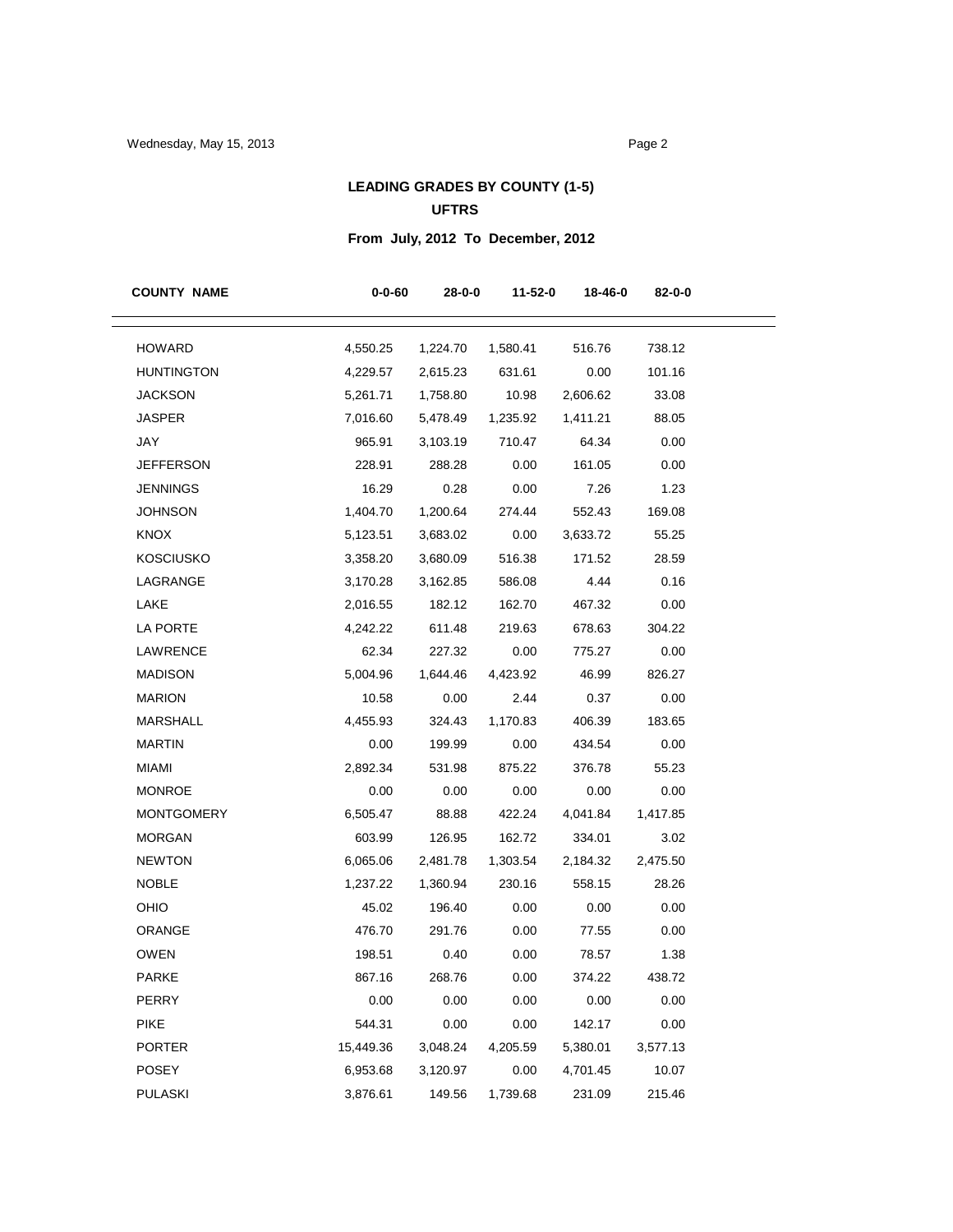## LEADING GRADES BY COUNTY (1-5)

### UFTRS

### From July, 2012 To December, 2012

| COUNTY NAME | 0-0-60 | 28-0-0 | 11-52-0 | 18-46-0 | 82-0-0 |
|---|---|---|---|---|---|
| HOWARD | 4,550.25 | 1,224.70 | 1,580.41 | 516.76 | 738.12 |
| HUNTINGTON | 4,229.57 | 2,615.23 | 631.61 | 0.00 | 101.16 |
| JACKSON | 5,261.71 | 1,758.80 | 10.98 | 2,606.62 | 33.08 |
| JASPER | 7,016.60 | 5,478.49 | 1,235.92 | 1,411.21 | 88.05 |
| JAY | 965.91 | 3,103.19 | 710.47 | 64.34 | 0.00 |
| JEFFERSON | 228.91 | 288.28 | 0.00 | 161.05 | 0.00 |
| JENNINGS | 16.29 | 0.28 | 0.00 | 7.26 | 1.23 |
| JOHNSON | 1,404.70 | 1,200.64 | 274.44 | 552.43 | 169.08 |
| KNOX | 5,123.51 | 3,683.02 | 0.00 | 3,633.72 | 55.25 |
| KOSCIUSKO | 3,358.20 | 3,680.09 | 516.38 | 171.52 | 28.59 |
| LAGRANGE | 3,170.28 | 3,162.85 | 586.08 | 4.44 | 0.16 |
| LAKE | 2,016.55 | 182.12 | 162.70 | 467.32 | 0.00 |
| LA PORTE | 4,242.22 | 611.48 | 219.63 | 678.63 | 304.22 |
| LAWRENCE | 62.34 | 227.32 | 0.00 | 775.27 | 0.00 |
| MADISON | 5,004.96 | 1,644.46 | 4,423.92 | 46.99 | 826.27 |
| MARION | 10.58 | 0.00 | 2.44 | 0.37 | 0.00 |
| MARSHALL | 4,455.93 | 324.43 | 1,170.83 | 406.39 | 183.65 |
| MARTIN | 0.00 | 199.99 | 0.00 | 434.54 | 0.00 |
| MIAMI | 2,892.34 | 531.98 | 875.22 | 376.78 | 55.23 |
| MONROE | 0.00 | 0.00 | 0.00 | 0.00 | 0.00 |
| MONTGOMERY | 6,505.47 | 88.88 | 422.24 | 4,041.84 | 1,417.85 |
| MORGAN | 603.99 | 126.95 | 162.72 | 334.01 | 3.02 |
| NEWTON | 6,065.06 | 2,481.78 | 1,303.54 | 2,184.32 | 2,475.50 |
| NOBLE | 1,237.22 | 1,360.94 | 230.16 | 558.15 | 28.26 |
| OHIO | 45.02 | 196.40 | 0.00 | 0.00 | 0.00 |
| ORANGE | 476.70 | 291.76 | 0.00 | 77.55 | 0.00 |
| OWEN | 198.51 | 0.40 | 0.00 | 78.57 | 1.38 |
| PARKE | 867.16 | 268.76 | 0.00 | 374.22 | 438.72 |
| PERRY | 0.00 | 0.00 | 0.00 | 0.00 | 0.00 |
| PIKE | 544.31 | 0.00 | 0.00 | 142.17 | 0.00 |
| PORTER | 15,449.36 | 3,048.24 | 4,205.59 | 5,380.01 | 3,577.13 |
| POSEY | 6,953.68 | 3,120.97 | 0.00 | 4,701.45 | 10.07 |
| PULASKI | 3,876.61 | 149.56 | 1,739.68 | 231.09 | 215.46 |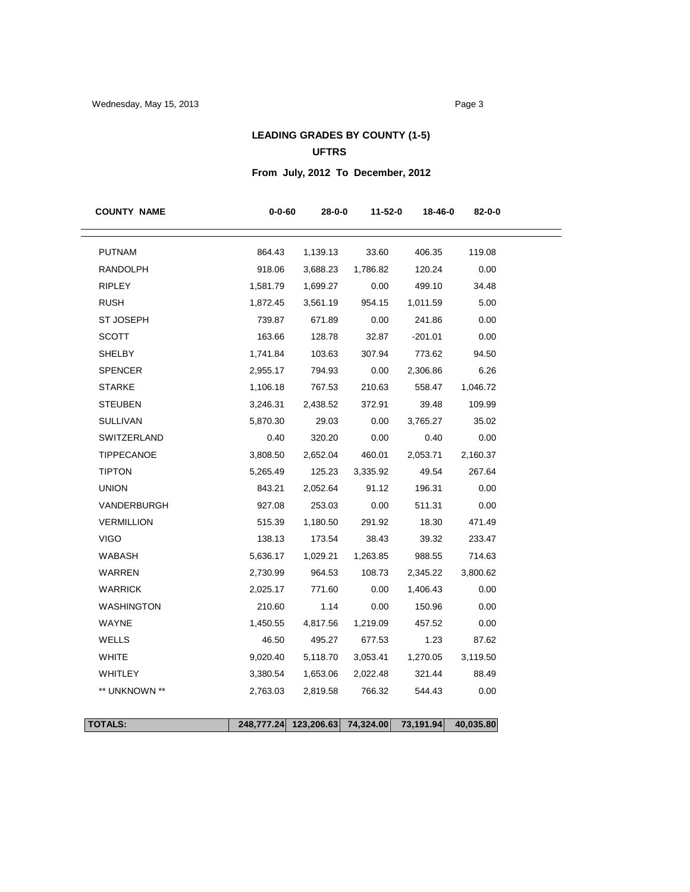## LEADING GRADES BY COUNTY (1-5)

## UFTRS

### From July, 2012 To December, 2012

| COUNTY NAME | 0-0-60 | 28-0-0 | 11-52-0 | 18-46-0 | 82-0-0 |
|---|---|---|---|---|---|
| PUTNAM | 864.43 | 1,139.13 | 33.60 | 406.35 | 119.08 |
| RANDOLPH | 918.06 | 3,688.23 | 1,786.82 | 120.24 | 0.00 |
| RIPLEY | 1,581.79 | 1,699.27 | 0.00 | 499.10 | 34.48 |
| RUSH | 1,872.45 | 3,561.19 | 954.15 | 1,011.59 | 5.00 |
| ST JOSEPH | 739.87 | 671.89 | 0.00 | 241.86 | 0.00 |
| SCOTT | 163.66 | 128.78 | 32.87 | -201.01 | 0.00 |
| SHELBY | 1,741.84 | 103.63 | 307.94 | 773.62 | 94.50 |
| SPENCER | 2,955.17 | 794.93 | 0.00 | 2,306.86 | 6.26 |
| STARKE | 1,106.18 | 767.53 | 210.63 | 558.47 | 1,046.72 |
| STEUBEN | 3,246.31 | 2,438.52 | 372.91 | 39.48 | 109.99 |
| SULLIVAN | 5,870.30 | 29.03 | 0.00 | 3,765.27 | 35.02 |
| SWITZERLAND | 0.40 | 320.20 | 0.00 | 0.40 | 0.00 |
| TIPPECANOE | 3,808.50 | 2,652.04 | 460.01 | 2,053.71 | 2,160.37 |
| TIPTON | 5,265.49 | 125.23 | 3,335.92 | 49.54 | 267.64 |
| UNION | 843.21 | 2,052.64 | 91.12 | 196.31 | 0.00 |
| VANDERBURGH | 927.08 | 253.03 | 0.00 | 511.31 | 0.00 |
| VERMILLION | 515.39 | 1,180.50 | 291.92 | 18.30 | 471.49 |
| VIGO | 138.13 | 173.54 | 38.43 | 39.32 | 233.47 |
| WABASH | 5,636.17 | 1,029.21 | 1,263.85 | 988.55 | 714.63 |
| WARREN | 2,730.99 | 964.53 | 108.73 | 2,345.22 | 3,800.62 |
| WARRICK | 2,025.17 | 771.60 | 0.00 | 1,406.43 | 0.00 |
| WASHINGTON | 210.60 | 1.14 | 0.00 | 150.96 | 0.00 |
| WAYNE | 1,450.55 | 4,817.56 | 1,219.09 | 457.52 | 0.00 |
| WELLS | 46.50 | 495.27 | 677.53 | 1.23 | 87.62 |
| WHITE | 9,020.40 | 5,118.70 | 3,053.41 | 1,270.05 | 3,119.50 |
| WHITLEY | 3,380.54 | 1,653.06 | 2,022.48 | 321.44 | 88.49 |
| ** UNKNOWN ** | 2,763.03 | 2,819.58 | 766.32 | 544.43 | 0.00 |
| **TOTALS:** | **248,777.24** | **123,206.63** | **74,324.00** | **73,191.94** | **40,035.80** |